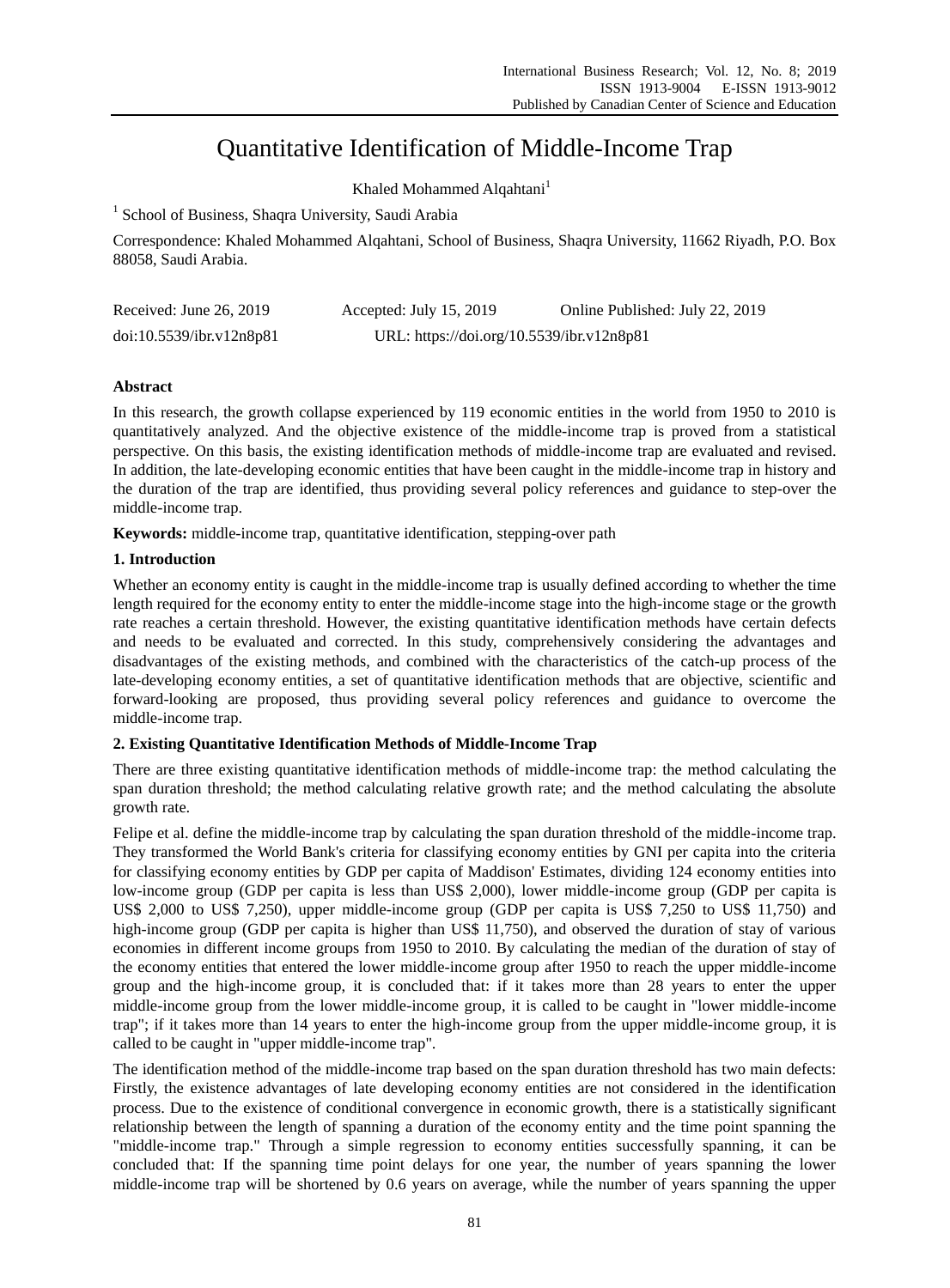# Quantitative Identification of Middle-Income Trap

Khaled Mohammed Alqahtani[1]

[1] School of Business, Shaqra University, Saudi Arabia

Correspondence: Khaled Mohammed Alqahtani, School of Business, Shaqra University, 11662 Riyadh, P.O. Box 88058, Saudi Arabia.

Received: June 26, 2019 Accepted: July 15, 2019 Online Published: July 22, 2019

doi:10.5539/ibr.v12n8p81 URL: https://doi.org/10.5539/ibr.v12n8p81

**Abstract**

In this research, the growth collapse experienced by 119 economic entities in the world from 1950 to 2010 is quantitatively analyzed. And the objective existence of the middle-income trap is proved from a statistical perspective. On this basis, the existing identification methods of middle-income trap are evaluated and revised. In addition, the late-developing economic entities that have been caught in the middle-income trap in history and the duration of the trap are identified, thus providing several policy references and guidance to step-over the middle-income trap.

**Keywords:** middle-income trap, quantitative identification, stepping-over path

## 1. Introduction

Whether an economy entity is caught in the middle-income trap is usually defined according to whether the time length required for the economy entity to enter the middle-income stage into the high-income stage or the growth rate reaches a certain threshold. However, the existing quantitative identification methods have certain defects and needs to be evaluated and corrected. In this study, comprehensively considering the advantages and disadvantages of the existing methods, and combined with the characteristics of the catch-up process of the late-developing economy entities, a set of quantitative identification methods that are objective, scientific and forward-looking are proposed, thus providing several policy references and guidance to overcome the middle-income trap.

## 2. Existing Quantitative Identification Methods of Middle-Income Trap

There are three existing quantitative identification methods of middle-income trap: the method calculating the span duration threshold; the method calculating relative growth rate; and the method calculating the absolute growth rate.

Felipe et al. define the middle-income trap by calculating the span duration threshold of the middle-income trap. They transformed the World Bank's criteria for classifying economy entities by GNI per capita into the criteria for classifying economy entities by GDP per capita of Maddison' Estimates, dividing 124 economy entities into low-income group (GDP per capita is less than US$ 2,000), lower middle-income group (GDP per capita is US$ 2,000 to US$ 7,250), upper middle-income group (GDP per capita is US$ 7,250 to US$ 11,750) and high-income group (GDP per capita is higher than US$ 11,750), and observed the duration of stay of various economies in different income groups from 1950 to 2010. By calculating the median of the duration of stay of the economy entities that entered the lower middle-income group after 1950 to reach the upper middle-income group and the high-income group, it is concluded that: if it takes more than 28 years to enter the upper middle-income group from the lower middle-income group, it is called to be caught in "lower middle-income trap"; if it takes more than 14 years to enter the high-income group from the upper middle-income group, it is called to be caught in "upper middle-income trap".

The identification method of the middle-income trap based on the span duration threshold has two main defects: Firstly, the existence advantages of late developing economy entities are not considered in the identification process. Due to the existence of conditional convergence in economic growth, there is a statistically significant relationship between the length of spanning a duration of the economy entity and the time point spanning the "middle-income trap." Through a simple regression to economy entities successfully spanning, it can be concluded that: If the spanning time point delays for one year, the number of years spanning the lower middle-income trap will be shortened by 0.6 years on average, while the number of years spanning the upper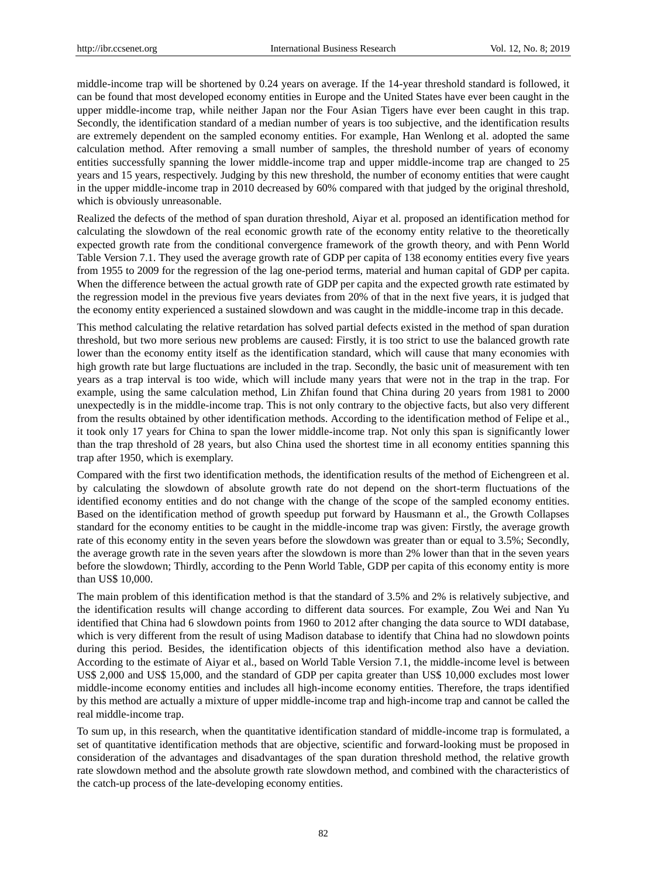middle-income trap will be shortened by 0.24 years on average. If the 14-year threshold standard is followed, it can be found that most developed economy entities in Europe and the United States have ever been caught in the upper middle-income trap, while neither Japan nor the Four Asian Tigers have ever been caught in this trap. Secondly, the identification standard of a median number of years is too subjective, and the identification results are extremely dependent on the sampled economy entities. For example, Han Wenlong et al. adopted the same calculation method. After removing a small number of samples, the threshold number of years of economy entities successfully spanning the lower middle-income trap and upper middle-income trap are changed to 25 years and 15 years, respectively. Judging by this new threshold, the number of economy entities that were caught in the upper middle-income trap in 2010 decreased by 60% compared with that judged by the original threshold, which is obviously unreasonable.

Realized the defects of the method of span duration threshold, Aiyar et al. proposed an identification method for calculating the slowdown of the real economic growth rate of the economy entity relative to the theoretically expected growth rate from the conditional convergence framework of the growth theory, and with Penn World Table Version 7.1. They used the average growth rate of GDP per capita of 138 economy entities every five years from 1955 to 2009 for the regression of the lag one-period terms, material and human capital of GDP per capita. When the difference between the actual growth rate of GDP per capita and the expected growth rate estimated by the regression model in the previous five years deviates from 20% of that in the next five years, it is judged that the economy entity experienced a sustained slowdown and was caught in the middle-income trap in this decade.

This method calculating the relative retardation has solved partial defects existed in the method of span duration threshold, but two more serious new problems are caused: Firstly, it is too strict to use the balanced growth rate lower than the economy entity itself as the identification standard, which will cause that many economies with high growth rate but large fluctuations are included in the trap. Secondly, the basic unit of measurement with ten years as a trap interval is too wide, which will include many years that were not in the trap in the trap. For example, using the same calculation method, Lin Zhifan found that China during 20 years from 1981 to 2000 unexpectedly is in the middle-income trap. This is not only contrary to the objective facts, but also very different from the results obtained by other identification methods. According to the identification method of Felipe et al., it took only 17 years for China to span the lower middle-income trap. Not only this span is significantly lower than the trap threshold of 28 years, but also China used the shortest time in all economy entities spanning this trap after 1950, which is exemplary.

Compared with the first two identification methods, the identification results of the method of Eichengreen et al. by calculating the slowdown of absolute growth rate do not depend on the short-term fluctuations of the identified economy entities and do not change with the change of the scope of the sampled economy entities. Based on the identification method of growth speedup put forward by Hausmann et al., the Growth Collapses standard for the economy entities to be caught in the middle-income trap was given: Firstly, the average growth rate of this economy entity in the seven years before the slowdown was greater than or equal to 3.5%; Secondly, the average growth rate in the seven years after the slowdown is more than 2% lower than that in the seven years before the slowdown; Thirdly, according to the Penn World Table, GDP per capita of this economy entity is more than US$ 10,000.

The main problem of this identification method is that the standard of 3.5% and 2% is relatively subjective, and the identification results will change according to different data sources. For example, Zou Wei and Nan Yu identified that China had 6 slowdown points from 1960 to 2012 after changing the data source to WDI database, which is very different from the result of using Madison database to identify that China had no slowdown points during this period. Besides, the identification objects of this identification method also have a deviation. According to the estimate of Aiyar et al., based on World Table Version 7.1, the middle-income level is between US$ 2,000 and US$ 15,000, and the standard of GDP per capita greater than US$ 10,000 excludes most lower middle-income economy entities and includes all high-income economy entities. Therefore, the traps identified by this method are actually a mixture of upper middle-income trap and high-income trap and cannot be called the real middle-income trap.

To sum up, in this research, when the quantitative identification standard of middle-income trap is formulated, a set of quantitative identification methods that are objective, scientific and forward-looking must be proposed in consideration of the advantages and disadvantages of the span duration threshold method, the relative growth rate slowdown method and the absolute growth rate slowdown method, and combined with the characteristics of the catch-up process of the late-developing economy entities.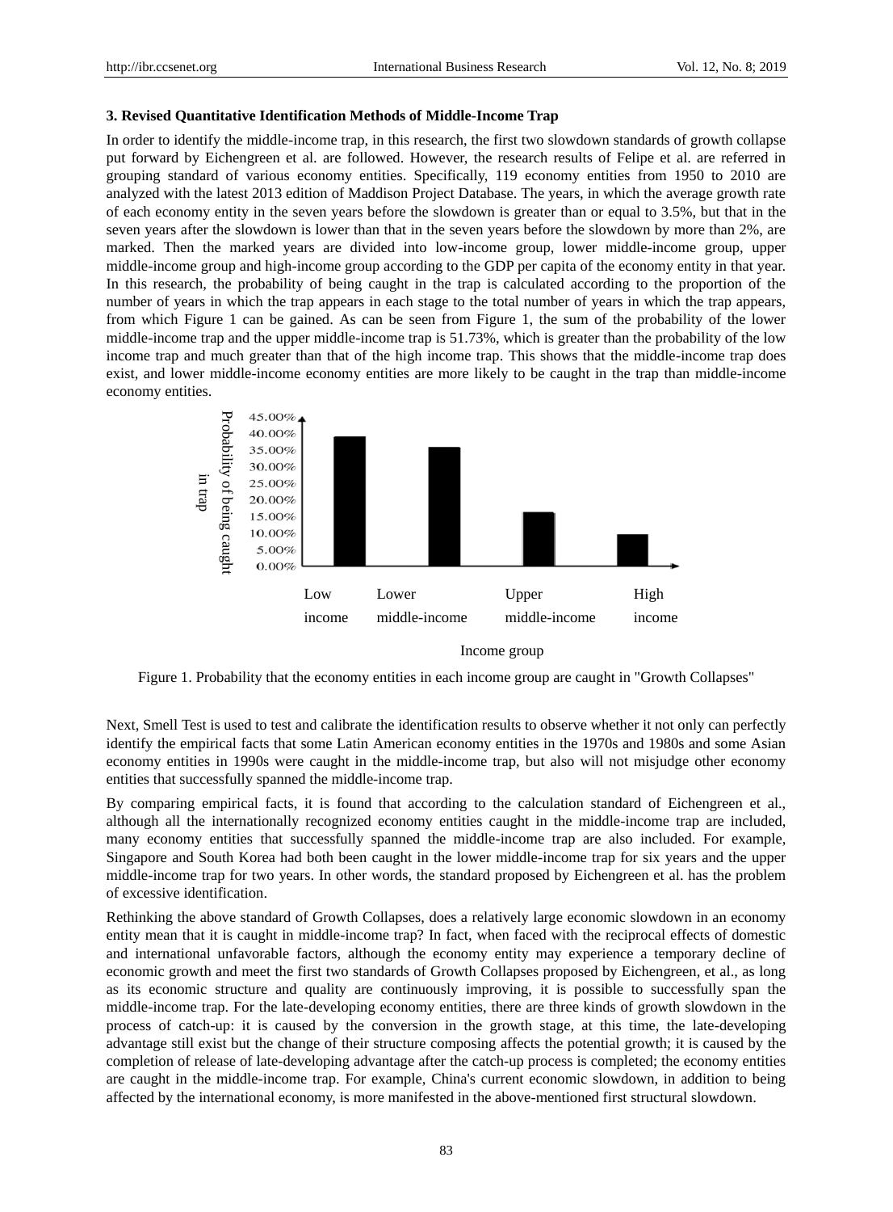### 3. Revised Quantitative Identification Methods of Middle-Income Trap

In order to identify the middle-income trap, in this research, the first two slowdown standards of growth collapse put forward by Eichengreen et al. are followed. However, the research results of Felipe et al. are referred in grouping standard of various economy entities. Specifically, 119 economy entities from 1950 to 2010 are analyzed with the latest 2013 edition of Maddison Project Database. The years, in which the average growth rate of each economy entity in the seven years before the slowdown is greater than or equal to 3.5%, but that in the seven years after the slowdown is lower than that in the seven years before the slowdown by more than 2%, are marked. Then the marked years are divided into low-income group, lower middle-income group, upper middle-income group and high-income group according to the GDP per capita of the economy entity in that year. In this research, the probability of being caught in the trap is calculated according to the proportion of the number of years in which the trap appears in each stage to the total number of years in which the trap appears, from which Figure 1 can be gained. As can be seen from Figure 1, the sum of the probability of the lower middle-income trap and the upper middle-income trap is 51.73%, which is greater than the probability of the low income trap and much greater than that of the high income trap. This shows that the middle-income trap does exist, and lower middle-income economy entities are more likely to be caught in the trap than middle-income economy entities.

Figure 1. Probability that the economy entities in each income group are caught in "Growth Collapses"

Next, Smell Test is used to test and calibrate the identification results to observe whether it not only can perfectly identify the empirical facts that some Latin American economy entities in the 1970s and 1980s and some Asian economy entities in 1990s were caught in the middle-income trap, but also will not misjudge other economy entities that successfully spanned the middle-income trap.

By comparing empirical facts, it is found that according to the calculation standard of Eichengreen et al., although all the internationally recognized economy entities caught in the middle-income trap are included, many economy entities that successfully spanned the middle-income trap are also included. For example, Singapore and South Korea had both been caught in the lower middle-income trap for six years and the upper middle-income trap for two years. In other words, the standard proposed by Eichengreen et al. has the problem of excessive identification.

Rethinking the above standard of Growth Collapses, does a relatively large economic slowdown in an economy entity mean that it is caught in middle-income trap? In fact, when faced with the reciprocal effects of domestic and international unfavorable factors, although the economy entity may experience a temporary decline of economic growth and meet the first two standards of Growth Collapses proposed by Eichengreen, et al., as long as its economic structure and quality are continuously improving, it is possible to successfully span the middle-income trap. For the late-developing economy entities, there are three kinds of growth slowdown in the process of catch-up: it is caused by the conversion in the growth stage, at this time, the late-developing advantage still exist but the change of their structure composing affects the potential growth; it is caused by the completion of release of late-developing advantage after the catch-up process is completed; the economy entities are caught in the middle-income trap. For example, China's current economic slowdown, in addition to being affected by the international economy, is more manifested in the above-mentioned first structural slowdown.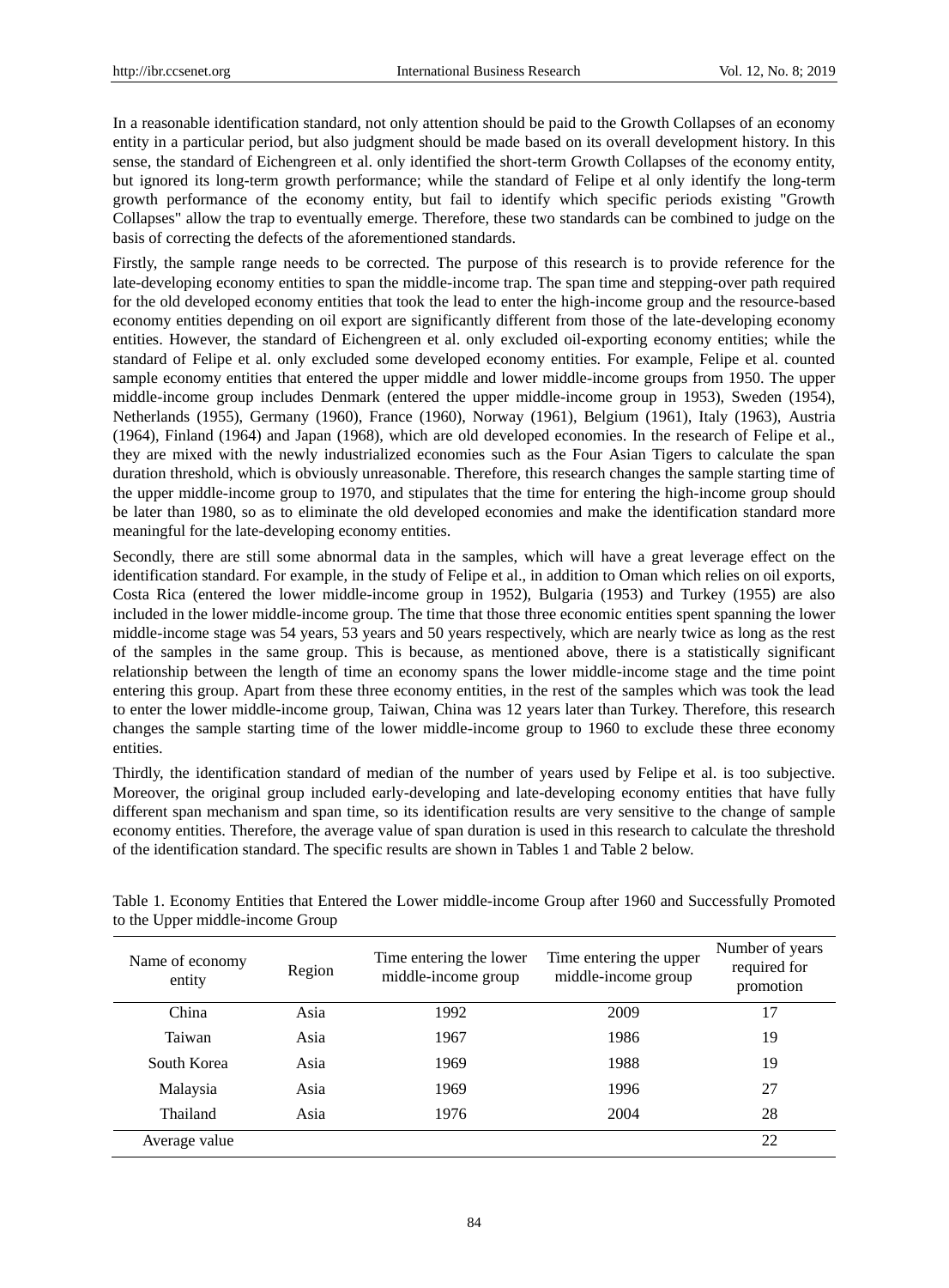In a reasonable identification standard, not only attention should be paid to the Growth Collapses of an economy entity in a particular period, but also judgment should be made based on its overall development history. In this sense, the standard of Eichengreen et al. only identified the short-term Growth Collapses of the economy entity, but ignored its long-term growth performance; while the standard of Felipe et al only identify the long-term growth performance of the economy entity, but fail to identify which specific periods existing "Growth Collapses" allow the trap to eventually emerge. Therefore, these two standards can be combined to judge on the basis of correcting the defects of the aforementioned standards.

Firstly, the sample range needs to be corrected. The purpose of this research is to provide reference for the late-developing economy entities to span the middle-income trap. The span time and stepping-over path required for the old developed economy entities that took the lead to enter the high-income group and the resource-based economy entities depending on oil export are significantly different from those of the late-developing economy entities. However, the standard of Eichengreen et al. only excluded oil-exporting economy entities; while the standard of Felipe et al. only excluded some developed economy entities. For example, Felipe et al. counted sample economy entities that entered the upper middle and lower middle-income groups from 1950. The upper middle-income group includes Denmark (entered the upper middle-income group in 1953), Sweden (1954), Netherlands (1955), Germany (1960), France (1960), Norway (1961), Belgium (1961), Italy (1963), Austria (1964), Finland (1964) and Japan (1968), which are old developed economies. In the research of Felipe et al., they are mixed with the newly industrialized economies such as the Four Asian Tigers to calculate the span duration threshold, which is obviously unreasonable. Therefore, this research changes the sample starting time of the upper middle-income group to 1970, and stipulates that the time for entering the high-income group should be later than 1980, so as to eliminate the old developed economies and make the identification standard more meaningful for the late-developing economy entities.

Secondly, there are still some abnormal data in the samples, which will have a great leverage effect on the identification standard. For example, in the study of Felipe et al., in addition to Oman which relies on oil exports, Costa Rica (entered the lower middle-income group in 1952), Bulgaria (1953) and Turkey (1955) are also included in the lower middle-income group. The time that those three economic entities spent spanning the lower middle-income stage was 54 years, 53 years and 50 years respectively, which are nearly twice as long as the rest of the samples in the same group. This is because, as mentioned above, there is a statistically significant relationship between the length of time an economy spans the lower middle-income stage and the time point entering this group. Apart from these three economy entities, in the rest of the samples which was took the lead to enter the lower middle-income group, Taiwan, China was 12 years later than Turkey. Therefore, this research changes the sample starting time of the lower middle-income group to 1960 to exclude these three economy entities.

Thirdly, the identification standard of median of the number of years used by Felipe et al. is too subjective. Moreover, the original group included early-developing and late-developing economy entities that have fully different span mechanism and span time, so its identification results are very sensitive to the change of sample economy entities. Therefore, the average value of span duration is used in this research to calculate the threshold of the identification standard. The specific results are shown in Tables 1 and Table 2 below.

Table 1. Economy Entities that Entered the Lower middle-income Group after 1960 and Successfully Promoted to the Upper middle-income Group

| Name of economy entity | Region | Time entering the lower middle-income group | Time entering the upper middle-income group | Number of years required for promotion |
|---|---|---|---|---|
| China | Asia | 1992 | 2009 | 17 |
| Taiwan | Asia | 1967 | 1986 | 19 |
| South Korea | Asia | 1969 | 1988 | 19 |
| Malaysia | Asia | 1969 | 1996 | 27 |
| Thailand | Asia | 1976 | 2004 | 28 |
| Average value | | | | 22 |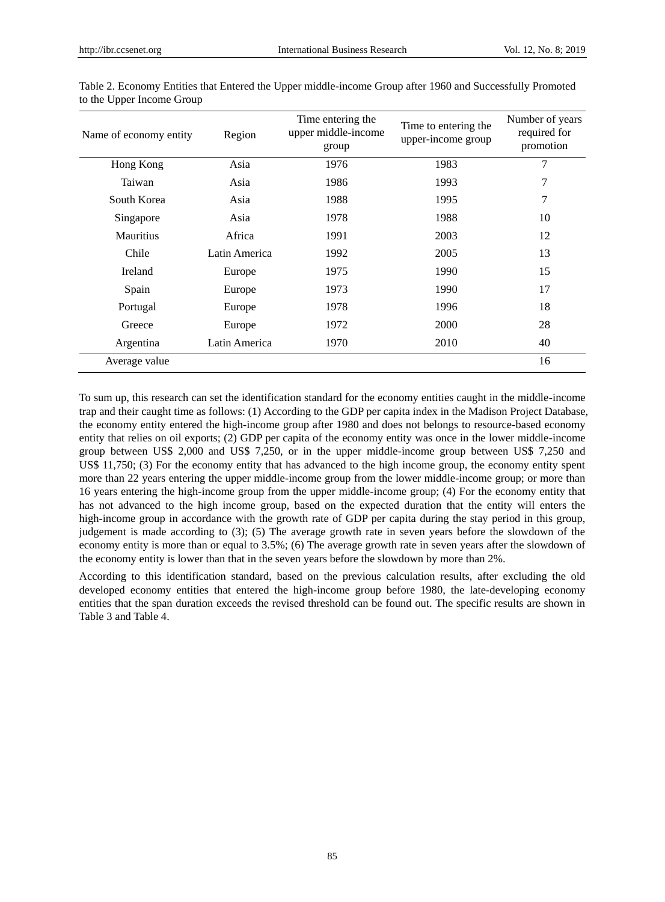Table 2. Economy Entities that Entered the Upper middle-income Group after 1960 and Successfully Promoted to the Upper Income Group

| Name of economy entity | Region | Time entering the upper middle-income group | Time to entering the upper-income group | Number of years required for promotion |
|---|---|---|---|---|
| Hong Kong | Asia | 1976 | 1983 | 7 |
| Taiwan | Asia | 1986 | 1993 | 7 |
| South Korea | Asia | 1988 | 1995 | 7 |
| Singapore | Asia | 1978 | 1988 | 10 |
| Mauritius | Africa | 1991 | 2003 | 12 |
| Chile | Latin America | 1992 | 2005 | 13 |
| Ireland | Europe | 1975 | 1990 | 15 |
| Spain | Europe | 1973 | 1990 | 17 |
| Portugal | Europe | 1978 | 1996 | 18 |
| Greece | Europe | 1972 | 2000 | 28 |
| Argentina | Latin America | 1970 | 2010 | 40 |
| Average value | | | | 16 |

To sum up, this research can set the identification standard for the economy entities caught in the middle-income trap and their caught time as follows: (1) According to the GDP per capita index in the Madison Project Database, the economy entity entered the high-income group after 1980 and does not belongs to resource-based economy entity that relies on oil exports; (2) GDP per capita of the economy entity was once in the lower middle-income group between US$ 2,000 and US$ 7,250, or in the upper middle-income group between US$ 7,250 and US$ 11,750; (3) For the economy entity that has advanced to the high income group, the economy entity spent more than 22 years entering the upper middle-income group from the lower middle-income group; or more than 16 years entering the high-income group from the upper middle-income group; (4) For the economy entity that has not advanced to the high income group, based on the expected duration that the entity will enters the high-income group in accordance with the growth rate of GDP per capita during the stay period in this group, judgement is made according to (3); (5) The average growth rate in seven years before the slowdown of the economy entity is more than or equal to 3.5%; (6) The average growth rate in seven years after the slowdown of the economy entity is lower than that in the seven years before the slowdown by more than 2%.

According to this identification standard, based on the previous calculation results, after excluding the old developed economy entities that entered the high-income group before 1980, the late-developing economy entities that the span duration exceeds the revised threshold can be found out. The specific results are shown in Table 3 and Table 4.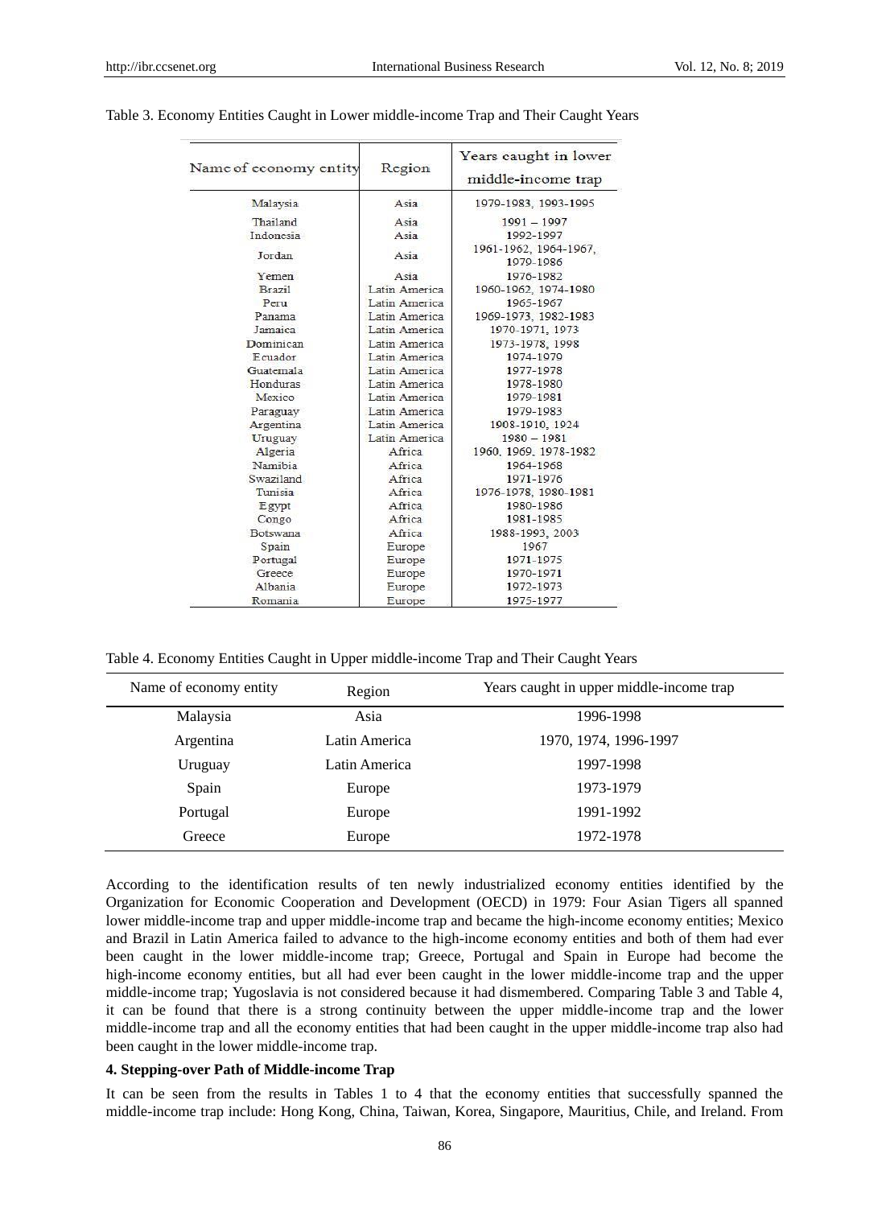Table 3. Economy Entities Caught in Lower middle-income Trap and Their Caught Years

| Name of economy entity | Region | Years caught in lower middle-income trap |
|---|---|---|
| Malaysia | Asia | 1979-1983, 1993-1995 |
| Thailand | Asia | 1991 – 1997 |
| Indonesia | Asia | 1992-1997 |
| Jordan | Asia | 1961-1962, 1964-1967, 1979-1986 |
| Yemen | Asia | 1976-1982 |
| Brazil | Latin America | 1960-1962, 1974-1980 |
| Peru | Latin America | 1965-1967 |
| Panama | Latin America | 1969-1973, 1982-1983 |
| Jamaica | Latin America | 1970-1971, 1973 |
| Dominican | Latin America | 1973-1978, 1998 |
| Ecuador | Latin America | 1974-1979 |
| Guatemala | Latin America | 1977-1978 |
| Honduras | Latin America | 1978-1980 |
| Mexico | Latin America | 1979-1981 |
| Paraguay | Latin America | 1979-1983 |
| Argentina | Latin America | 1908-1910, 1924 |
| Uruguay | Latin America | 1980 – 1981 |
| Algeria | Africa | 1960, 1969, 1978-1982 |
| Namibia | Africa | 1964-1968 |
| Swaziland | Africa | 1971-1976 |
| Tunisia | Africa | 1976-1978, 1980-1981 |
| Egypt | Africa | 1980-1986 |
| Congo | Africa | 1981-1985 |
| Botswana | Africa | 1988-1993, 2003 |
| Spain | Europe | 1967 |
| Portugal | Europe | 1971-1975 |
| Greece | Europe | 1970-1971 |
| Albania | Europe | 1972-1973 |
| Romania | Europe | 1975-1977 |

Table 4. Economy Entities Caught in Upper middle-income Trap and Their Caught Years

| Name of economy entity | Region | Years caught in upper middle-income trap |
|---|---|---|
| Malaysia | Asia | 1996-1998 |
| Argentina | Latin America | 1970, 1974, 1996-1997 |
| Uruguay | Latin America | 1997-1998 |
| Spain | Europe | 1973-1979 |
| Portugal | Europe | 1991-1992 |
| Greece | Europe | 1972-1978 |

According to the identification results of ten newly industrialized economy entities identified by the Organization for Economic Cooperation and Development (OECD) in 1979: Four Asian Tigers all spanned lower middle-income trap and upper middle-income trap and became the high-income economy entities; Mexico and Brazil in Latin America failed to advance to the high-income economy entities and both of them had ever been caught in the lower middle-income trap; Greece, Portugal and Spain in Europe had become the high-income economy entities, but all had ever been caught in the lower middle-income trap and the upper middle-income trap; Yugoslavia is not considered because it had dismembered. Comparing Table 3 and Table 4, it can be found that there is a strong continuity between the upper middle-income trap and the lower middle-income trap and all the economy entities that had been caught in the upper middle-income trap also had been caught in the lower middle-income trap.

## 4. Stepping-over Path of Middle-income Trap

It can be seen from the results in Tables 1 to 4 that the economy entities that successfully spanned the middle-income trap include: Hong Kong, China, Taiwan, Korea, Singapore, Mauritius, Chile, and Ireland. From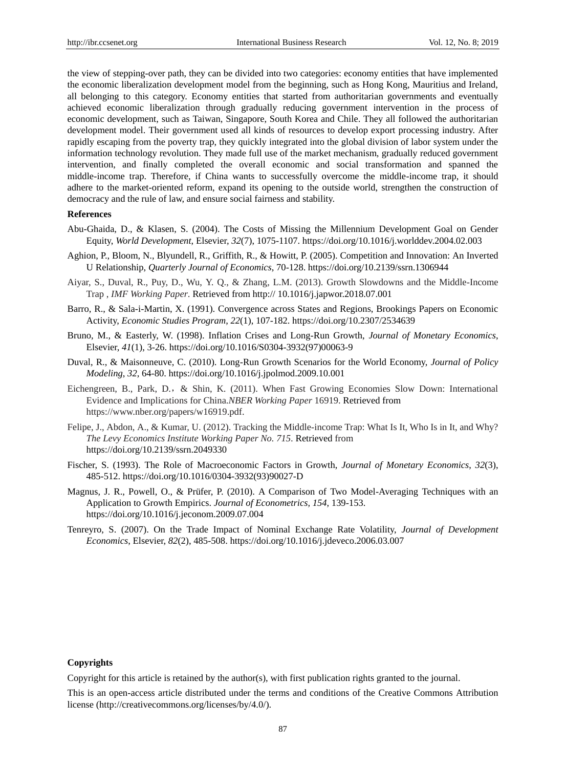the view of stepping-over path, they can be divided into two categories: economy entities that have implemented the economic liberalization development model from the beginning, such as Hong Kong, Mauritius and Ireland, all belonging to this category. Economy entities that started from authoritarian governments and eventually achieved economic liberalization through gradually reducing government intervention in the process of economic development, such as Taiwan, Singapore, South Korea and Chile. They all followed the authoritarian development model. Their government used all kinds of resources to develop export processing industry. After rapidly escaping from the poverty trap, they quickly integrated into the global division of labor system under the information technology revolution. They made full use of the market mechanism, gradually reduced government intervention, and finally completed the overall economic and social transformation and spanned the middle-income trap. Therefore, if China wants to successfully overcome the middle-income trap, it should adhere to the market-oriented reform, expand its opening to the outside world, strengthen the construction of democracy and the rule of law, and ensure social fairness and stability.

## References

Abu-Ghaida, D., & Klasen, S. (2004). The Costs of Missing the Millennium Development Goal on Gender Equity, *World Development*, Elsevier, *32*(7), 1075-1107. https://doi.org/10.1016/j.worlddev.2004.02.003

Aghion, P., Bloom, N., Blyundell, R., Griffith, R., & Howitt, P. (2005). Competition and Innovation: An Inverted U Relationship, *Quarterly Journal of Economics*, 70-128. https://doi.org/10.2139/ssrn.1306944

Aiyar, S., Duval, R., Puy, D., Wu, Y. Q., & Zhang, L.M. (2013). Growth Slowdowns and the Middle-Income Trap , *IMF Working Paper*. Retrieved from http:// 10.1016/j.japwor.2018.07.001

Barro, R., & Sala-i-Martin, X. (1991). Convergence across States and Regions, Brookings Papers on Economic Activity, *Economic Studies Program*, *22*(1), 107-182. https://doi.org/10.2307/2534639

Bruno, M., & Easterly, W. (1998). Inflation Crises and Long-Run Growth, *Journal of Monetary Economics*, Elsevier, *41*(1), 3-26. https://doi.org/10.1016/S0304-3932(97)00063-9

Duval, R., & Maisonneuve, C. (2010). Long-Run Growth Scenarios for the World Economy, *Journal of Policy Modeling*, *32*, 64-80. https://doi.org/10.1016/j.jpolmod.2009.10.001

Eichengreen, B., Park, D.，& Shin, K. (2011). When Fast Growing Economies Slow Down: International Evidence and Implications for China.*NBER Working Paper* 16919. Retrieved from https://www.nber.org/papers/w16919.pdf.

Felipe, J., Abdon, A., & Kumar, U. (2012). Tracking the Middle-income Trap: What Is It, Who Is in It, and Why? *The Levy Economics Institute Working Paper No. 715*. Retrieved from https://doi.org/10.2139/ssrn.2049330

Fischer, S. (1993). The Role of Macroeconomic Factors in Growth, *Journal of Monetary Economics*, *32*(3), 485-512. https://doi.org/10.1016/0304-3932(93)90027-D

Magnus, J. R., Powell, O., & Prüfer, P. (2010). A Comparison of Two Model-Averaging Techniques with an Application to Growth Empirics. *Journal of Econometrics, 154*, 139-153. https://doi.org/10.1016/j.jeconom.2009.07.004

Tenreyro, S. (2007). On the Trade Impact of Nominal Exchange Rate Volatility, *Journal of Development Economics*, Elsevier, *82*(2), 485-508. https://doi.org/10.1016/j.jdeveco.2006.03.007

## Copyrights

Copyright for this article is retained by the author(s), with first publication rights granted to the journal.

This is an open-access article distributed under the terms and conditions of the Creative Commons Attribution license (http://creativecommons.org/licenses/by/4.0/).